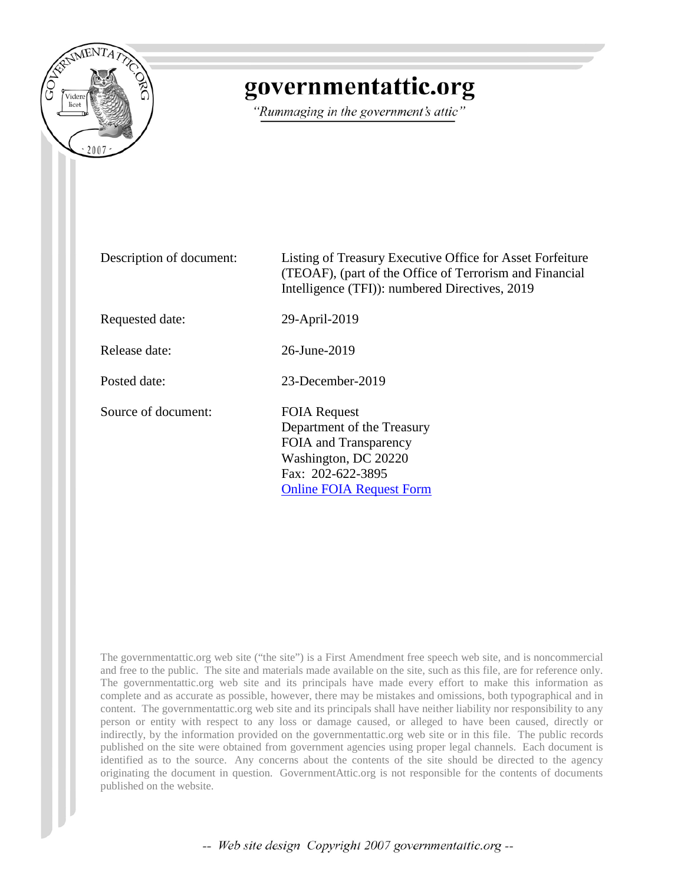# governmentattic.org

*"Rummaging in the government's attic"*

| | |
|---|---|
| Description of document: | Listing of Treasury Executive Office for Asset Forfeiture (TEOAF), (part of the Office of Terrorism and Financial Intelligence (TFI)): numbered Directives, 2019 |
| Requested date: | 29-April-2019 |
| Release date: | 26-June-2019 |
| Posted date: | 23-December-2019 |
| Source of document: | FOIA Request<br>Department of the Treasury<br>FOIA and Transparency<br>Washington, DC 20220<br>Fax: 202-622-3895<br>Online FOIA Request Form |

The governmentattic.org web site ("the site") is a First Amendment free speech web site, and is noncommercial and free to the public. The site and materials made available on the site, such as this file, are for reference only. The governmentattic.org web site and its principals have made every effort to make this information as complete and as accurate as possible, however, there may be mistakes and omissions, both typographical and in content. The governmentattic.org web site and its principals shall have neither liability nor responsibility to any person or entity with respect to any loss or damage caused, or alleged to have been caused, directly or indirectly, by the information provided on the governmentattic.org web site or in this file. The public records published on the site were obtained from government agencies using proper legal channels. Each document is identified as to the source. Any concerns about the contents of the site should be directed to the agency originating the document in question. GovernmentAttic.org is not responsible for the contents of documents published on the website.

-- Web site design Copyright 2007 governmentattic.org --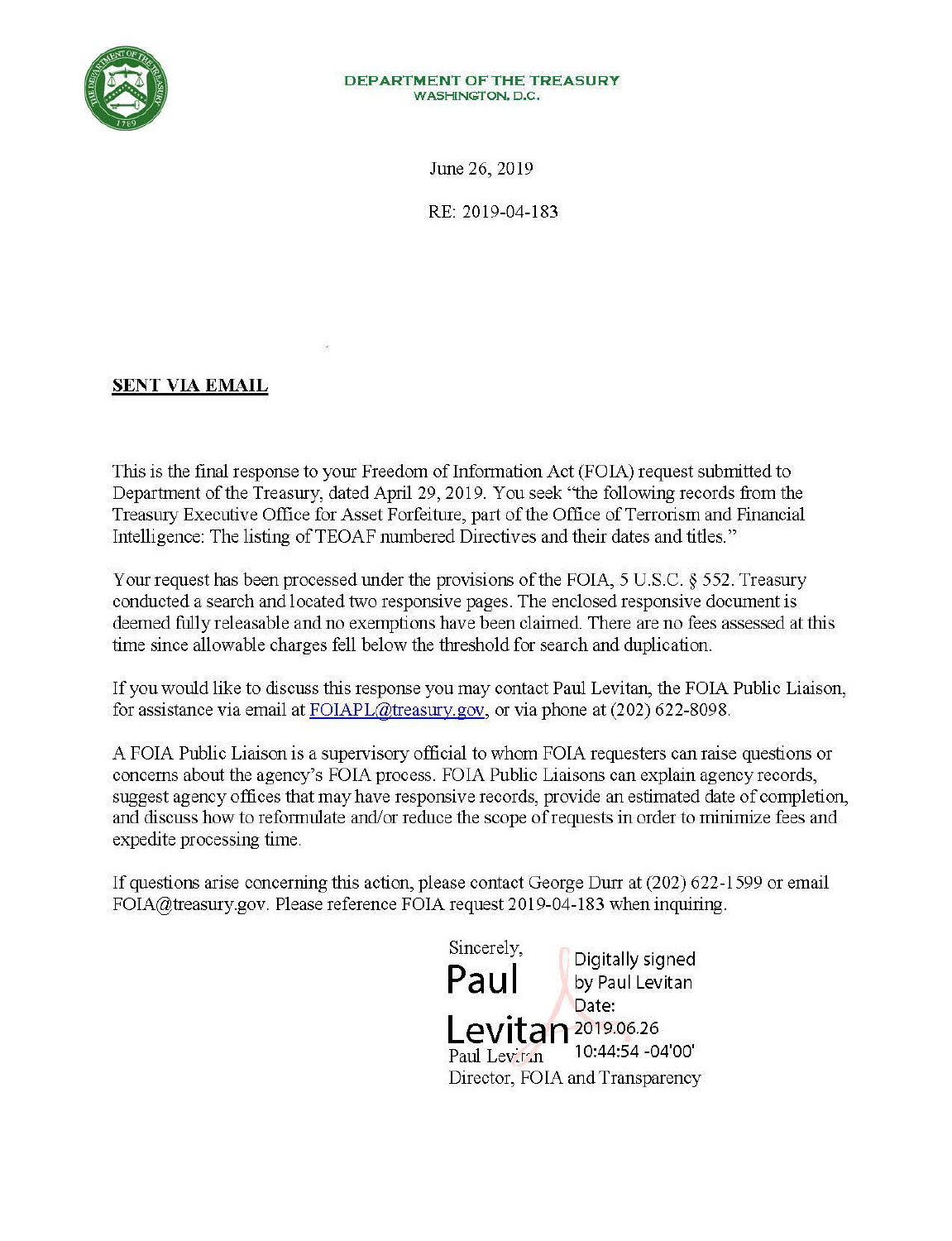**DEPARTMENT OF THE TREASURY**
WASHINGTON, D.C.

June 26, 2019

RE: 2019-04-183

**SENT VIA EMAIL**

This is the final response to your Freedom of Information Act (FOIA) request submitted to Department of the Treasury, dated April 29, 2019. You seek "the following records from the Treasury Executive Office for Asset Forfeiture, part of the Office of Terrorism and Financial Intelligence: The listing of TEOAF numbered Directives and their dates and titles."

Your request has been processed under the provisions of the FOIA, 5 U.S.C. § 552. Treasury conducted a search and located two responsive pages. The enclosed responsive document is deemed fully releasable and no exemptions have been claimed. There are no fees assessed at this time since allowable charges fell below the threshold for search and duplication.

If you would like to discuss this response you may contact Paul Levitan, the FOIA Public Liaison, for assistance via email at FOIAPL@treasury.gov, or via phone at (202) 622-8098.

A FOIA Public Liaison is a supervisory official to whom FOIA requesters can raise questions or concerns about the agency's FOIA process. FOIA Public Liaisons can explain agency records, suggest agency offices that may have responsive records, provide an estimated date of completion, and discuss how to reformulate and/or reduce the scope of requests in order to minimize fees and expedite processing time.

If questions arise concerning this action, please contact George Durr at (202) 622-1599 or email FOIA@treasury.gov. Please reference FOIA request 2019-04-183 when inquiring.

Sincerely,

Paul Levitan

Digitally signed by Paul Levitan
Date: 2019.06.26 10:44:54 -04'00'

Paul Levitan
Director, FOIA and Transparency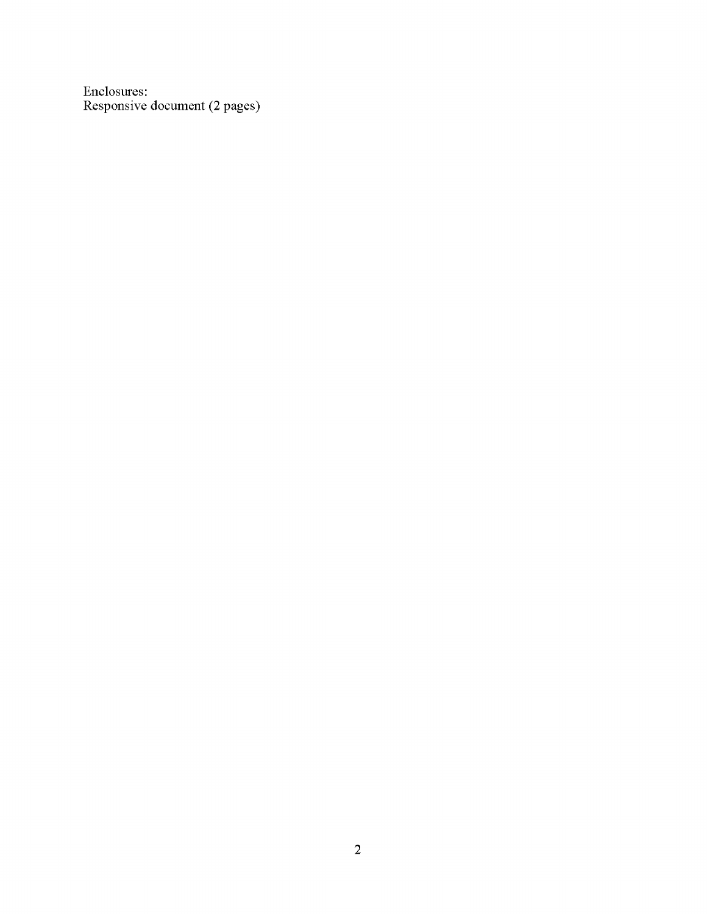Enclosures:
Responsive document (2 pages)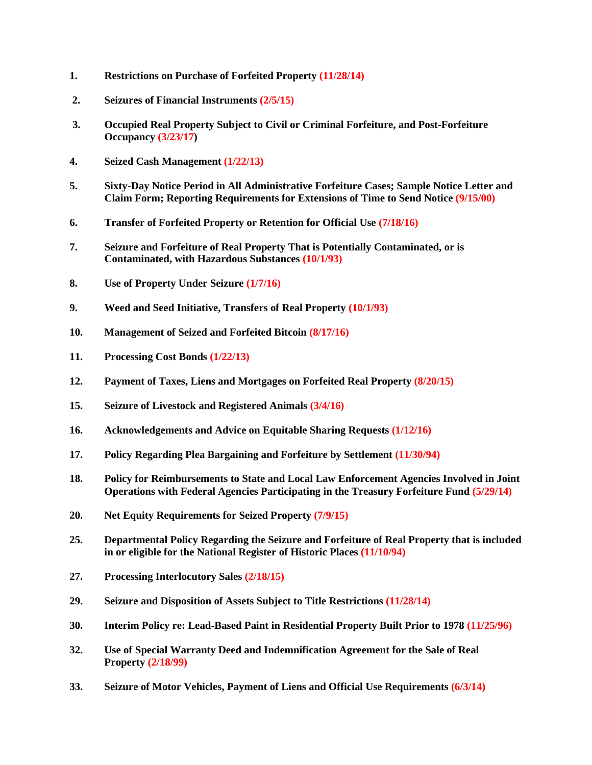1. **Restrictions on Purchase of Forfeited Property (11/28/14)**

2. **Seizures of Financial Instruments (2/5/15)**

3. **Occupied Real Property Subject to Civil or Criminal Forfeiture, and Post-Forfeiture Occupancy (3/23/17)**

4. **Seized Cash Management (1/22/13)**

5. **Sixty-Day Notice Period in All Administrative Forfeiture Cases; Sample Notice Letter and Claim Form; Reporting Requirements for Extensions of Time to Send Notice (9/15/00)**

6. **Transfer of Forfeited Property or Retention for Official Use (7/18/16)**

7. **Seizure and Forfeiture of Real Property That is Potentially Contaminated, or is Contaminated, with Hazardous Substances (10/1/93)**

8. **Use of Property Under Seizure (1/7/16)**

9. **Weed and Seed Initiative, Transfers of Real Property (10/1/93)**

10. **Management of Seized and Forfeited Bitcoin (8/17/16)**

11. **Processing Cost Bonds (1/22/13)**

12. **Payment of Taxes, Liens and Mortgages on Forfeited Real Property (8/20/15)**

15. **Seizure of Livestock and Registered Animals (3/4/16)**

16. **Acknowledgements and Advice on Equitable Sharing Requests (1/12/16)**

17. **Policy Regarding Plea Bargaining and Forfeiture by Settlement (11/30/94)**

18. **Policy for Reimbursements to State and Local Law Enforcement Agencies Involved in Joint Operations with Federal Agencies Participating in the Treasury Forfeiture Fund (5/29/14)**

20. **Net Equity Requirements for Seized Property (7/9/15)**

25. **Departmental Policy Regarding the Seizure and Forfeiture of Real Property that is included in or eligible for the National Register of Historic Places (11/10/94)**

27. **Processing Interlocutory Sales (2/18/15)**

29. **Seizure and Disposition of Assets Subject to Title Restrictions (11/28/14)**

30. **Interim Policy re: Lead-Based Paint in Residential Property Built Prior to 1978 (11/25/96)**

32. **Use of Special Warranty Deed and Indemnification Agreement for the Sale of Real Property (2/18/99)**

33. **Seizure of Motor Vehicles, Payment of Liens and Official Use Requirements (6/3/14)**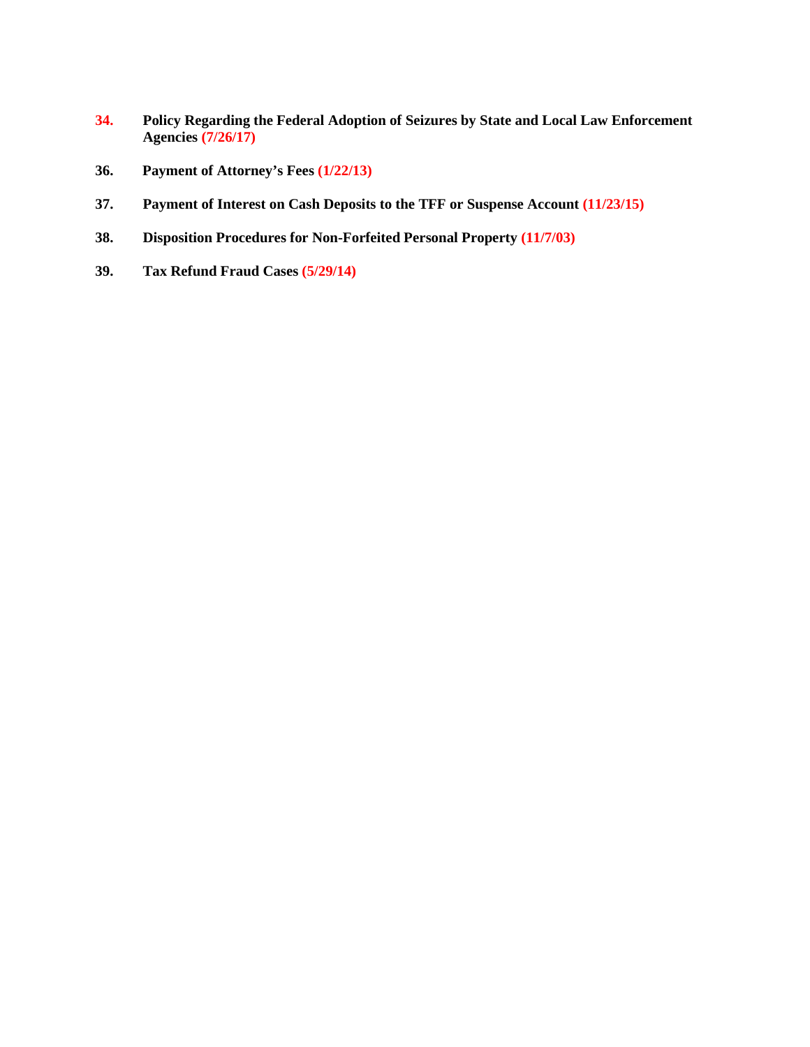**34.** **Policy Regarding the Federal Adoption of Seizures by State and Local Law Enforcement Agencies (7/26/17)**

**36.** **Payment of Attorney's Fees (1/22/13)**

**37.** **Payment of Interest on Cash Deposits to the TFF or Suspense Account (11/23/15)**

**38.** **Disposition Procedures for Non-Forfeited Personal Property (11/7/03)**

**39.** **Tax Refund Fraud Cases (5/29/14)**